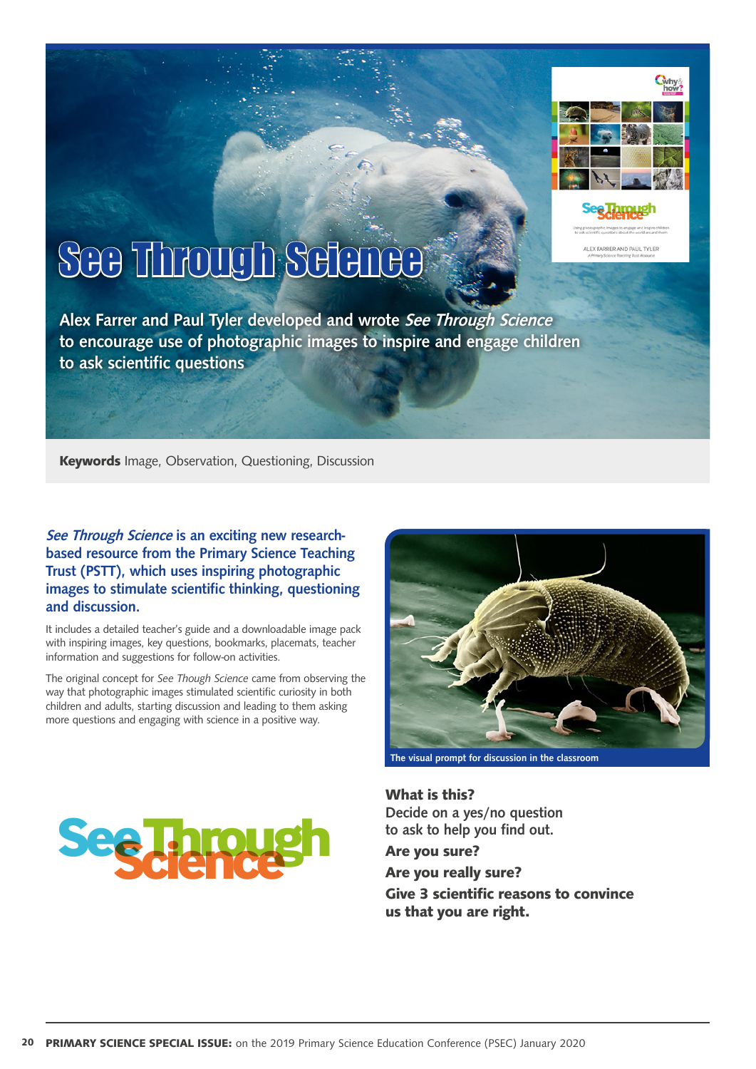# See Through Science

**Alex Farrer and Paul Tyler developed and wrote *See Through Science* to encourage use of photographic images to inspire and engage children to ask scientific questions**

**Keywords** Image, Observation, Questioning, Discussion

***See Through Science* is an exciting new research-based resource from the Primary Science Teaching Trust (PSTT), which uses inspiring photographic images to stimulate scientific thinking, questioning and discussion.**

It includes a detailed teacher's guide and a downloadable image pack with inspiring images, key questions, bookmarks, placemats, teacher information and suggestions for follow-on activities.

The original concept for *See Though Science* came from observing the way that photographic images stimulated scientific curiosity in both children and adults, starting discussion and leading to them asking more questions and engaging with science in a positive way.

The visual prompt for discussion in the classroom

**What is this?**
Decide on a yes/no question to ask to help you find out.
**Are you sure?**
**Are you really sure?**
**Give 3 scientific reasons to convince us that you are right.**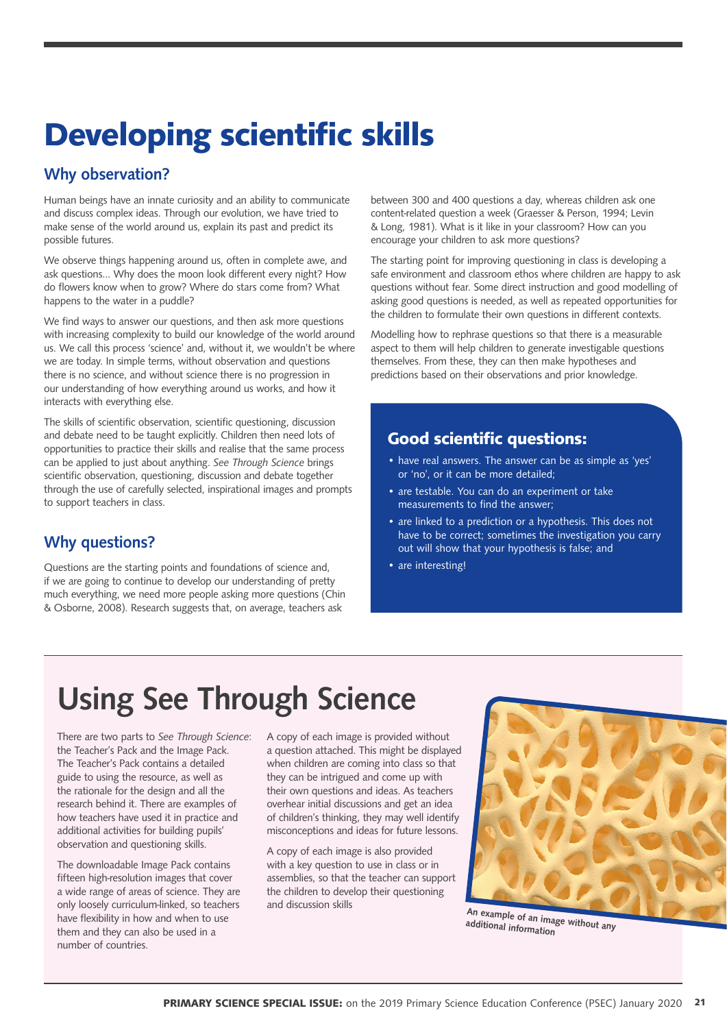# Developing scientific skills

## Why observation?

Human beings have an innate curiosity and an ability to communicate and discuss complex ideas. Through our evolution, we have tried to make sense of the world around us, explain its past and predict its possible futures.

We observe things happening around us, often in complete awe, and ask questions… Why does the moon look different every night? How do flowers know when to grow? Where do stars come from? What happens to the water in a puddle?

We find ways to answer our questions, and then ask more questions with increasing complexity to build our knowledge of the world around us. We call this process 'science' and, without it, we wouldn't be where we are today. In simple terms, without observation and questions there is no science, and without science there is no progression in our understanding of how everything around us works, and how it interacts with everything else.

The skills of scientific observation, scientific questioning, discussion and debate need to be taught explicitly. Children then need lots of opportunities to practice their skills and realise that the same process can be applied to just about anything. *See Through Science* brings scientific observation, questioning, discussion and debate together through the use of carefully selected, inspirational images and prompts to support teachers in class.

## Why questions?

Questions are the starting points and foundations of science and, if we are going to continue to develop our understanding of pretty much everything, we need more people asking more questions (Chin & Osborne, 2008). Research suggests that, on average, teachers ask between 300 and 400 questions a day, whereas children ask one content-related question a week (Graesser & Person, 1994; Levin & Long, 1981). What is it like in your classroom? How can you encourage your children to ask more questions?

The starting point for improving questioning in class is developing a safe environment and classroom ethos where children are happy to ask questions without fear. Some direct instruction and good modelling of asking good questions is needed, as well as repeated opportunities for the children to formulate their own questions in different contexts.

Modelling how to rephrase questions so that there is a measurable aspect to them will help children to generate investigable questions themselves. From these, they can then make hypotheses and predictions based on their observations and prior knowledge.

### Good scientific questions:

- have real answers. The answer can be as simple as 'yes' or 'no', or it can be more detailed;
- are testable. You can do an experiment or take measurements to find the answer;
- are linked to a prediction or a hypothesis. This does not have to be correct; sometimes the investigation you carry out will show that your hypothesis is false; and
- are interesting!

# Using See Through Science

There are two parts to *See Through Science*: the Teacher's Pack and the Image Pack. The Teacher's Pack contains a detailed guide to using the resource, as well as the rationale for the design and all the research behind it. There are examples of how teachers have used it in practice and additional activities for building pupils' observation and questioning skills.

The downloadable Image Pack contains fifteen high-resolution images that cover a wide range of areas of science. They are only loosely curriculum-linked, so teachers have flexibility in how and when to use them and they can also be used in a number of countries.

A copy of each image is provided without a question attached. This might be displayed when children are coming into class so that they can be intrigued and come up with their own questions and ideas. As teachers overhear initial discussions and get an idea of children's thinking, they may well identify misconceptions and ideas for future lessons.

A copy of each image is also provided with a key question to use in class or in assemblies, so that the teacher can support the children to develop their questioning and discussion skills

An example of an image without any additional information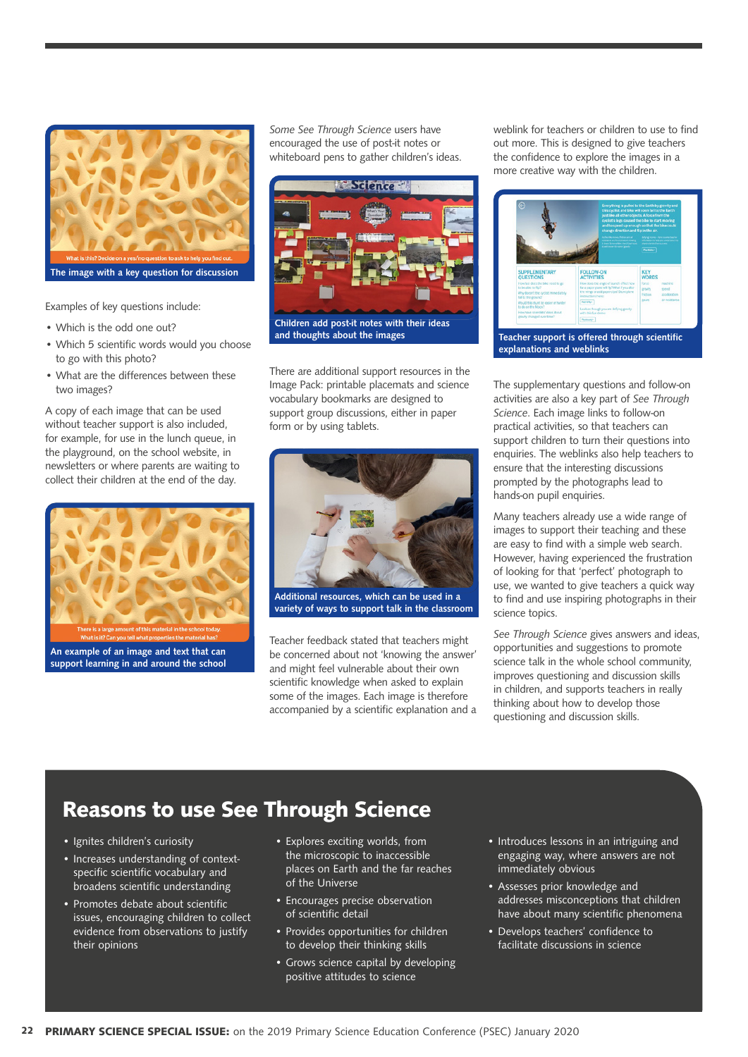The image with a key question for discussion

Examples of key questions include:

- Which is the odd one out?
- Which 5 scientific words would you choose to go with this photo?
- What are the differences between these two images?

A copy of each image that can be used without teacher support is also included, for example, for use in the lunch queue, in the playground, on the school website, in newsletters or where parents are waiting to collect their children at the end of the day.

An example of an image and text that can support learning in and around the school

*Some See Through Science* users have encouraged the use of post-it notes or whiteboard pens to gather children's ideas.

Children add post-it notes with their ideas and thoughts about the images

There are additional support resources in the Image Pack: printable placemats and science vocabulary bookmarks are designed to support group discussions, either in paper form or by using tablets.

Additional resources, which can be used in a variety of ways to support talk in the classroom

Teacher feedback stated that teachers might be concerned about not 'knowing the answer' and might feel vulnerable about their own scientific knowledge when asked to explain some of the images. Each image is therefore accompanied by a scientific explanation and a weblink for teachers or children to use to find out more. This is designed to give teachers the confidence to explore the images in a more creative way with the children.

Teacher support is offered through scientific explanations and weblinks

The supplementary questions and follow-on activities are also a key part of *See Through Science*. Each image links to follow-on practical activities, so that teachers can support children to turn their questions into enquiries. The weblinks also help teachers to ensure that the interesting discussions prompted by the photographs lead to hands-on pupil enquiries.

Many teachers already use a wide range of images to support their teaching and these are easy to find with a simple web search. However, having experienced the frustration of looking for that 'perfect' photograph to use, we wanted to give teachers a quick way to find and use inspiring photographs in their science topics.

*See Through Science* gives answers and ideas, opportunities and suggestions to promote science talk in the whole school community, improves questioning and discussion skills in children, and supports teachers in really thinking about how to develop those questioning and discussion skills.

## Reasons to use See Through Science

- Ignites children's curiosity
- Increases understanding of context-specific scientific vocabulary and broadens scientific understanding
- Promotes debate about scientific issues, encouraging children to collect evidence from observations to justify their opinions
- Explores exciting worlds, from the microscopic to inaccessible places on Earth and the far reaches of the Universe
- Encourages precise observation of scientific detail
- Provides opportunities for children to develop their thinking skills
- Grows science capital by developing positive attitudes to science
- Introduces lessons in an intriguing and engaging way, where answers are not immediately obvious
- Assesses prior knowledge and addresses misconceptions that children have about many scientific phenomena
- Develops teachers' confidence to facilitate discussions in science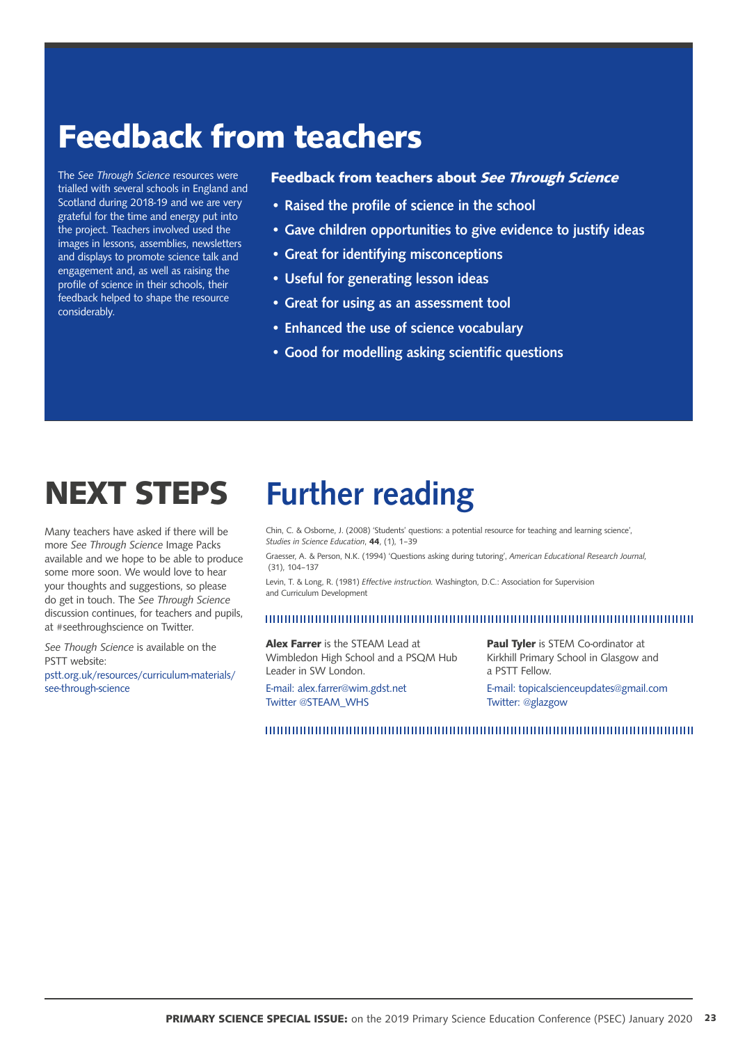# Feedback from teachers

The *See Through Science* resources were trialled with several schools in England and Scotland during 2018-19 and we are very grateful for the time and energy put into the project. Teachers involved used the images in lessons, assemblies, newsletters and displays to promote science talk and engagement and, as well as raising the profile of science in their schools, their feedback helped to shape the resource considerably.

### Feedback from teachers about *See Through Science*

- **Raised the profile of science in the school**
- **Gave children opportunities to give evidence to justify ideas**
- **Great for identifying misconceptions**
- **Useful for generating lesson ideas**
- **Great for using as an assessment tool**
- **Enhanced the use of science vocabulary**
- **Good for modelling asking scientific questions**

# NEXT STEPS

Many teachers have asked if there will be more *See Through Science* Image Packs available and we hope to be able to produce some more soon. We would love to hear your thoughts and suggestions, so please do get in touch. The *See Through Science* discussion continues, for teachers and pupils, at #seethroughscience on Twitter.

*See Though Science* is available on the PSTT website:
pstt.org.uk/resources/curriculum-materials/see-through-science

# Further reading

Chin, C. & Osborne, J. (2008) 'Students' questions: a potential resource for teaching and learning science', *Studies in Science Education*, **44**, (1), 1–39

Graesser, A. & Person, N.K. (1994) 'Questions asking during tutoring', *American Educational Research Journal*, (31), 104–137

Levin, T. & Long, R. (1981) *Effective instruction.* Washington, D.C.: Association for Supervision and Curriculum Development

**Alex Farrer** is the STEAM Lead at Wimbledon High School and a PSQM Hub Leader in SW London.
E-mail: alex.farrer@wim.gdst.net
Twitter @STEAM_WHS

**Paul Tyler** is STEM Co-ordinator at Kirkhill Primary School in Glasgow and a PSTT Fellow.
E-mail: topicalscienceupdates@gmail.com
Twitter: @glazgow